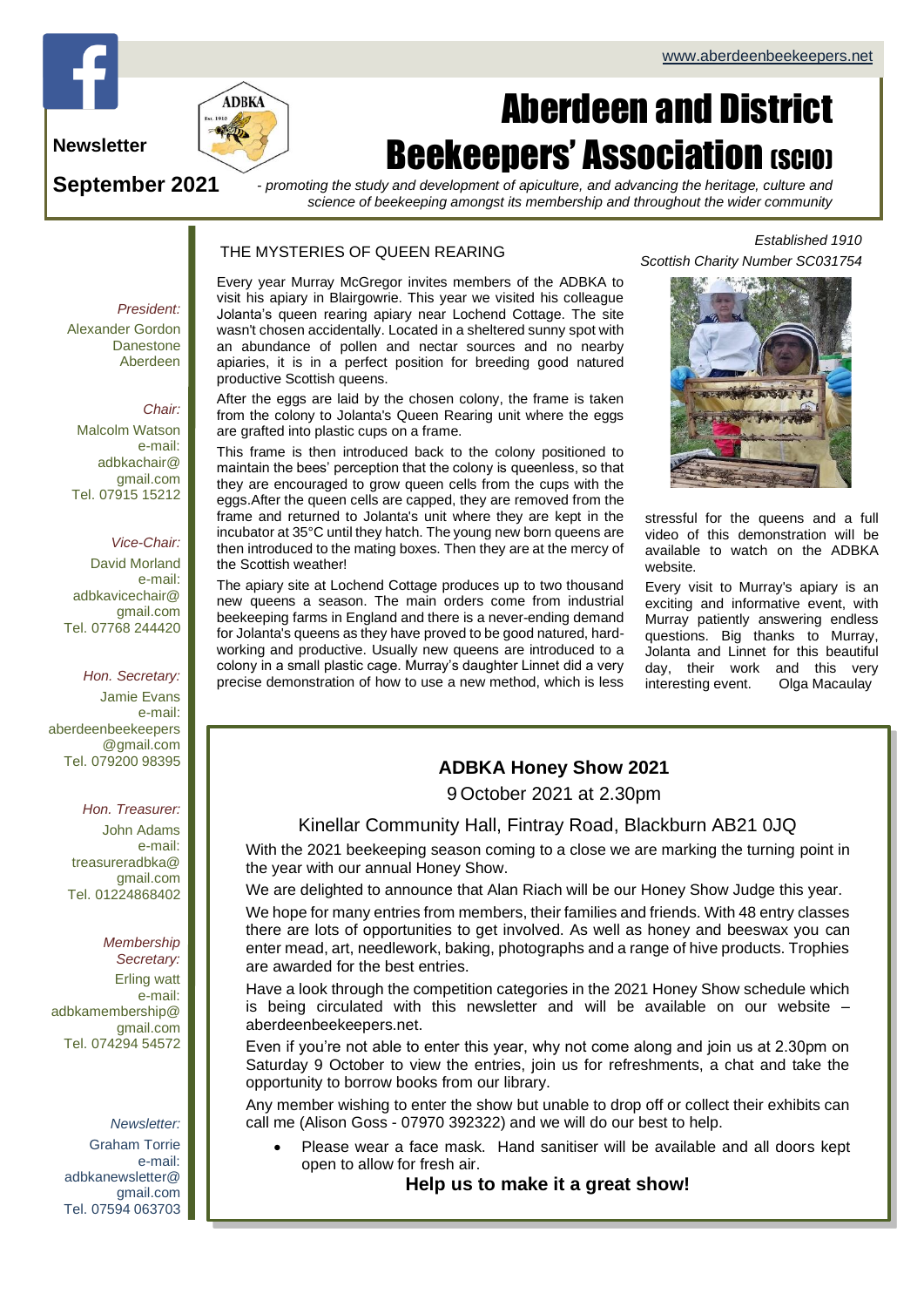www.aberdeenbeekeepers.net

Newsletter

September 2021

# Aberdeen and District Beekeepers' Association (SCIO)

*- promoting the study and development of apiculture, and advancing the heritage, culture and science of beekeeping amongst its membership and throughout the wider community*

*Established 1910*
*Scottish Charity Number SC031754*

*President:*
Alexander Gordon
Danestone
Aberdeen

*Chair:*
Malcolm Watson
e-mail:
adbkachair@gmail.com
Tel. 07915 15212

*Vice-Chair:*
David Morland
e-mail:
adbkavicechair@gmail.com
Tel. 07768 244420

*Hon. Secretary:*
Jamie Evans
e-mail:
aberdeenbeekeepers@gmail.com
Tel. 079200 98395

*Hon. Treasurer:*
John Adams
e-mail:
treasureradbka@gmail.com
Tel. 01224868402

*Membership Secretary:*
Erling watt
e-mail:
adbkamembership@gmail.com
Tel. 074294 54572

*Newsletter:*
Graham Torrie
e-mail:
adbkanewsletter@gmail.com
Tel. 07594 063703

## THE MYSTERIES OF QUEEN REARING

Every year Murray McGregor invites members of the ADBKA to visit his apiary in Blairgowrie. This year we visited his colleague Jolanta's queen rearing apiary near Lochend Cottage. The site wasn't chosen accidentally. Located in a sheltered sunny spot with an abundance of pollen and nectar sources and no nearby apiaries, it is in a perfect position for breeding good natured productive Scottish queens.

After the eggs are laid by the chosen colony, the frame is taken from the colony to Jolanta's Queen Rearing unit where the eggs are grafted into plastic cups on a frame.

This frame is then introduced back to the colony positioned to maintain the bees' perception that the colony is queenless, so that they are encouraged to grow queen cells from the cups with the eggs.After the queen cells are capped, they are removed from the frame and returned to Jolanta's unit where they are kept in the incubator at 35°C until they hatch. The young new born queens are then introduced to the mating boxes. Then they are at the mercy of the Scottish weather!

The apiary site at Lochend Cottage produces up to two thousand new queens a season. The main orders come from industrial beekeeping farms in England and there is a never-ending demand for Jolanta's queens as they have proved to be good natured, hard-working and productive. Usually new queens are introduced to a colony in a small plastic cage. Murray's daughter Linnet did a very precise demonstration of how to use a new method, which is less stressful for the queens and a full video of this demonstration will be available to watch on the ADBKA website.

Every visit to Murray's apiary is an exciting and informative event, with Murray patiently answering endless questions. Big thanks to Murray, Jolanta and Linnet for this beautiful day, their work and this very interesting event. Olga Macaulay

## ADBKA Honey Show 2021

9 October 2021 at 2.30pm

Kinellar Community Hall, Fintray Road, Blackburn AB21 0JQ

With the 2021 beekeeping season coming to a close we are marking the turning point in the year with our annual Honey Show.

We are delighted to announce that Alan Riach will be our Honey Show Judge this year.

We hope for many entries from members, their families and friends. With 48 entry classes there are lots of opportunities to get involved. As well as honey and beeswax you can enter mead, art, needlework, baking, photographs and a range of hive products. Trophies are awarded for the best entries.

Have a look through the competition categories in the 2021 Honey Show schedule which is being circulated with this newsletter and will be available on our website – aberdeenbeekeepers.net.

Even if you're not able to enter this year, why not come along and join us at 2.30pm on Saturday 9 October to view the entries, join us for refreshments, a chat and take the opportunity to borrow books from our library.

Any member wishing to enter the show but unable to drop off or collect their exhibits can call me (Alison Goss - 07970 392322) and we will do our best to help.

- Please wear a face mask. Hand sanitiser will be available and all doors kept open to allow for fresh air.

**Help us to make it a great show!**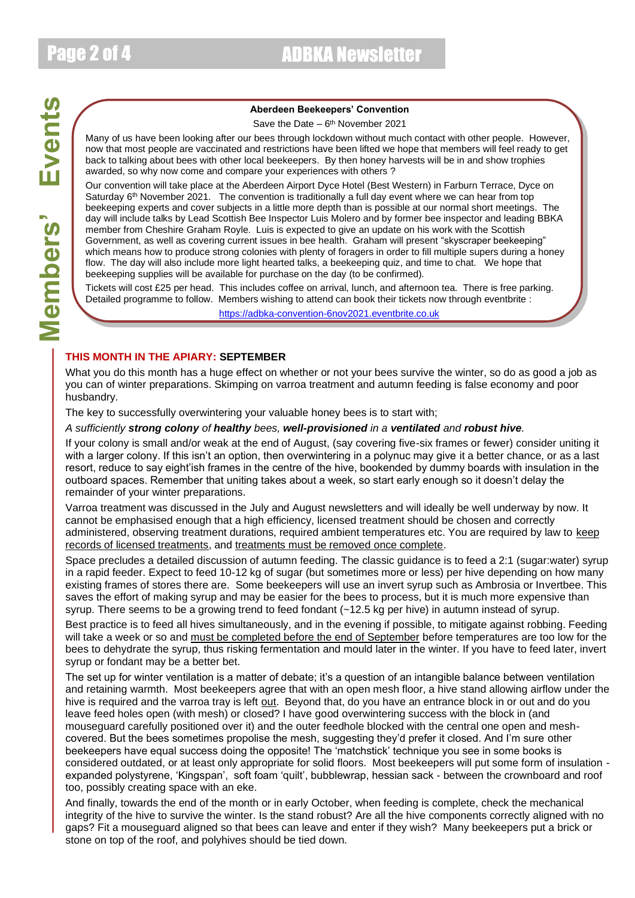# Members' Events

**Aberdeen Beekeepers' Convention**

Save the Date – 6th November 2021

Many of us have been looking after our bees through lockdown without much contact with other people. However, now that most people are vaccinated and restrictions have been lifted we hope that members will feel ready to get back to talking about bees with other local beekeepers. By then honey harvests will be in and show trophies awarded, so why now come and compare your experiences with others ?

Our convention will take place at the Aberdeen Airport Dyce Hotel (Best Western) in Farburn Terrace, Dyce on Saturday 6th November 2021. The convention is traditionally a full day event where we can hear from top beekeeping experts and cover subjects in a little more depth than is possible at our normal short meetings. The day will include talks by Lead Scottish Bee Inspector Luis Molero and by former bee inspector and leading BBKA member from Cheshire Graham Royle. Luis is expected to give an update on his work with the Scottish Government, as well as covering current issues in bee health. Graham will present "skyscraper beekeeping" which means how to produce strong colonies with plenty of foragers in order to fill multiple supers during a honey flow. The day will also include more light hearted talks, a beekeeping quiz, and time to chat. We hope that beekeeping supplies will be available for purchase on the day (to be confirmed).

Tickets will cost £25 per head. This includes coffee on arrival, lunch, and afternoon tea. There is free parking. Detailed programme to follow. Members wishing to attend can book their tickets now through eventbrite :

https://adbka-convention-6nov2021.eventbrite.co.uk

## THIS MONTH IN THE APIARY: SEPTEMBER

What you do this month has a huge effect on whether or not your bees survive the winter, so do as good a job as you can of winter preparations. Skimping on varroa treatment and autumn feeding is false economy and poor husbandry.

The key to successfully overwintering your valuable honey bees is to start with;

*A sufficiently **strong colony** of **healthy** bees, **well-provisioned** in a **ventilated** and **robust hive**.*

If your colony is small and/or weak at the end of August, (say covering five-six frames or fewer) consider uniting it with a larger colony. If this isn't an option, then overwintering in a polynuc may give it a better chance, or as a last resort, reduce to say eight'ish frames in the centre of the hive, bookended by dummy boards with insulation in the outboard spaces. Remember that uniting takes about a week, so start early enough so it doesn't delay the remainder of your winter preparations.

Varroa treatment was discussed in the July and August newsletters and will ideally be well underway by now. It cannot be emphasised enough that a high efficiency, licensed treatment should be chosen and correctly administered, observing treatment durations, required ambient temperatures etc. You are required by law to <u>keep records of licensed treatments</u>, and <u>treatments must be removed once complete</u>.

Space precludes a detailed discussion of autumn feeding. The classic guidance is to feed a 2:1 (sugar:water) syrup in a rapid feeder. Expect to feed 10-12 kg of sugar (but sometimes more or less) per hive depending on how many existing frames of stores there are. Some beekeepers will use an invert syrup such as Ambrosia or Invertbee. This saves the effort of making syrup and may be easier for the bees to process, but it is much more expensive than syrup. There seems to be a growing trend to feed fondant (~12.5 kg per hive) in autumn instead of syrup.

Best practice is to feed all hives simultaneously, and in the evening if possible, to mitigate against robbing. Feeding will take a week or so and <u>must be completed before the end of September</u> before temperatures are too low for the bees to dehydrate the syrup, thus risking fermentation and mould later in the winter. If you have to feed later, invert syrup or fondant may be a better bet.

The set up for winter ventilation is a matter of debate; it's a question of an intangible balance between ventilation and retaining warmth. Most beekeepers agree that with an open mesh floor, a hive stand allowing airflow under the hive is required and the varroa tray is left <u>out</u>. Beyond that, do you have an entrance block in or out and do you leave feed holes open (with mesh) or closed? I have good overwintering success with the block in (and mouseguard carefully positioned over it) and the outer feedhole blocked with the central one open and mesh-covered. But the bees sometimes propolise the mesh, suggesting they'd prefer it closed. And I'm sure other beekeepers have equal success doing the opposite! The 'matchstick' technique you see in some books is considered outdated, or at least only appropriate for solid floors. Most beekeepers will put some form of insulation - expanded polystyrene, 'Kingspan', soft foam 'quilt', bubblewrap, hessian sack - between the crownboard and roof too, possibly creating space with an eke.

And finally, towards the end of the month or in early October, when feeding is complete, check the mechanical integrity of the hive to survive the winter. Is the stand robust? Are all the hive components correctly aligned with no gaps? Fit a mouseguard aligned so that bees can leave and enter if they wish? Many beekeepers put a brick or stone on top of the roof, and polyhives should be tied down.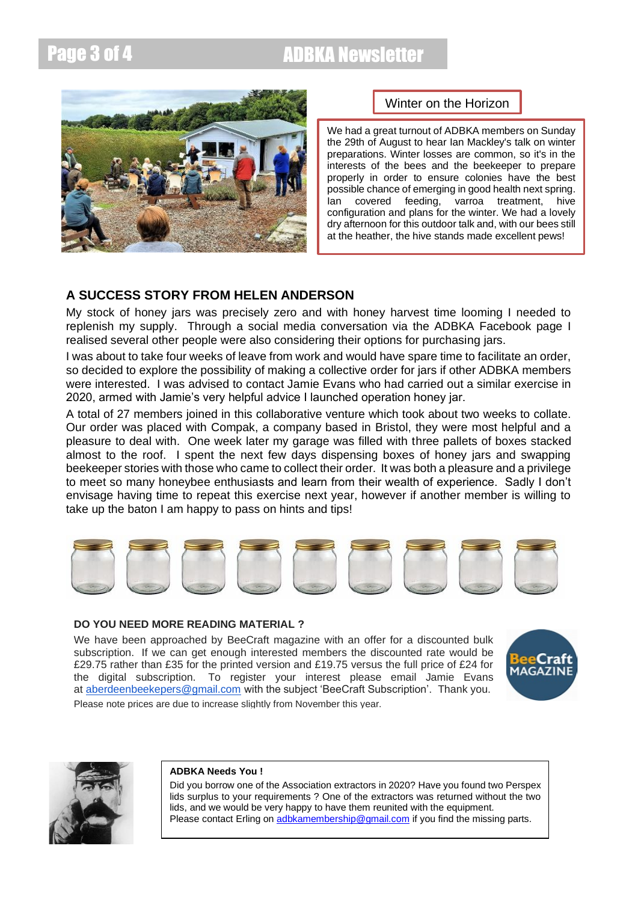## Winter on the Horizon

We had a great turnout of ADBKA members on Sunday the 29th of August to hear Ian Mackley's talk on winter preparations. Winter losses are common, so it's in the interests of the bees and the beekeeper to prepare properly in order to ensure colonies have the best possible chance of emerging in good health next spring. Ian covered feeding, varroa treatment, hive configuration and plans for the winter. We had a lovely dry afternoon for this outdoor talk and, with our bees still at the heather, the hive stands made excellent pews!

## A SUCCESS STORY FROM HELEN ANDERSON

My stock of honey jars was precisely zero and with honey harvest time looming I needed to replenish my supply. Through a social media conversation via the ADBKA Facebook page I realised several other people were also considering their options for purchasing jars.

I was about to take four weeks of leave from work and would have spare time to facilitate an order, so decided to explore the possibility of making a collective order for jars if other ADBKA members were interested. I was advised to contact Jamie Evans who had carried out a similar exercise in 2020, armed with Jamie's very helpful advice I launched operation honey jar.

A total of 27 members joined in this collaborative venture which took about two weeks to collate. Our order was placed with Compak, a company based in Bristol, they were most helpful and a pleasure to deal with. One week later my garage was filled with three pallets of boxes stacked almost to the roof. I spent the next few days dispensing boxes of honey jars and swapping beekeeper stories with those who came to collect their order. It was both a pleasure and a privilege to meet so many honeybee enthusiasts and learn from their wealth of experience. Sadly I don't envisage having time to repeat this exercise next year, however if another member is willing to take up the baton I am happy to pass on hints and tips!

### DO YOU NEED MORE READING MATERIAL ?

We have been approached by BeeCraft magazine with an offer for a discounted bulk subscription. If we can get enough interested members the discounted rate would be £29.75 rather than £35 for the printed version and £19.75 versus the full price of £24 for the digital subscription. To register your interest please email Jamie Evans at aberdeenbeekepers@gmail.com with the subject 'BeeCraft Subscription'. Thank you.

Please note prices are due to increase slightly from November this year.

### ADBKA Needs You !

Did you borrow one of the Association extractors in 2020? Have you found two Perspex lids surplus to your requirements ? One of the extractors was returned without the two lids, and we would be very happy to have them reunited with the equipment.

Please contact Erling on adbkamembership@gmail.com if you find the missing parts.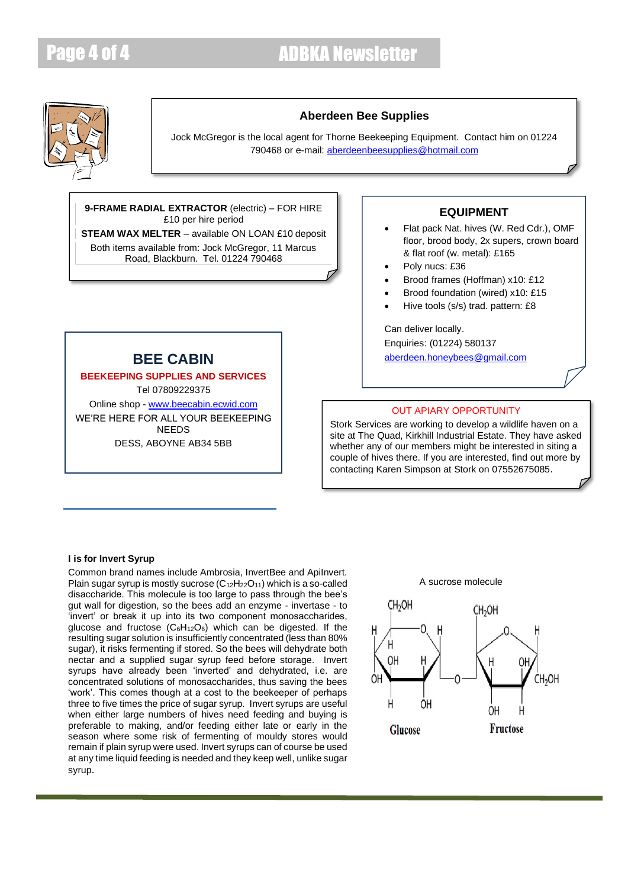## Aberdeen Bee Supplies

Jock McGregor is the local agent for Thorne Beekeeping Equipment. Contact him on 01224 790468 or e-mail: aberdeenbeesupplies@hotmail.com

**9-FRAME RADIAL EXTRACTOR** (electric) – FOR HIRE £10 per hire period

**STEAM WAX MELTER** – available ON LOAN £10 deposit

Both items available from: Jock McGregor, 11 Marcus Road, Blackburn. Tel. 01224 790468

## EQUIPMENT

- Flat pack Nat. hives (W. Red Cdr.), OMF floor, brood body, 2x supers, crown board & flat roof (w. metal): £165
- Poly nucs: £36
- Brood frames (Hoffman) x10: £12
- Brood foundation (wired) x10: £15
- Hive tools (s/s) trad. pattern: £8

Can deliver locally.
Enquiries: (01224) 580137
aberdeen.honeybees@gmail.com

## BEE CABIN

**BEEKEEPING SUPPLIES AND SERVICES**

Tel 07809229375

Online shop - www.beecabin.ecwid.com

WE'RE HERE FOR ALL YOUR BEEKEEPING NEEDS

DESS, ABOYNE AB34 5BB

## OUT APIARY OPPORTUNITY

Stork Services are working to develop a wildlife haven on a site at The Quad, Kirkhill Industrial Estate. They have asked whether any of our members might be interested in siting a couple of hives there. If you are interested, find out more by contacting Karen Simpson at Stork on 07552675085.

### I is for Invert Syrup

Common brand names include Ambrosia, InvertBee and ApiInvert. Plain sugar syrup is mostly sucrose ($C_{12}H_{22}O_{11}$) which is a so-called disaccharide. This molecule is too large to pass through the bee's gut wall for digestion, so the bees add an enzyme - invertase - to 'invert' or break it up into its two component monosaccharides, glucose and fructose ($C_6H_{12}O_6$) which can be digested. If the resulting sugar solution is insufficiently concentrated (less than 80% sugar), it risks fermenting if stored. So the bees will dehydrate both nectar and a supplied sugar syrup feed before storage. Invert syrups have already been 'inverted' and dehydrated, i.e. are concentrated solutions of monosaccharides, thus saving the bees 'work'. This comes though at a cost to the beekeeper of perhaps three to five times the price of sugar syrup. Invert syrups are useful when either large numbers of hives need feeding and buying is preferable to making, and/or feeding either late or early in the season where some risk of fermenting of mouldy stores would remain if plain syrup were used. Invert syrups can of course be used at any time liquid feeding is needed and they keep well, unlike sugar syrup.

A sucrose molecule

Glucose

Fructose